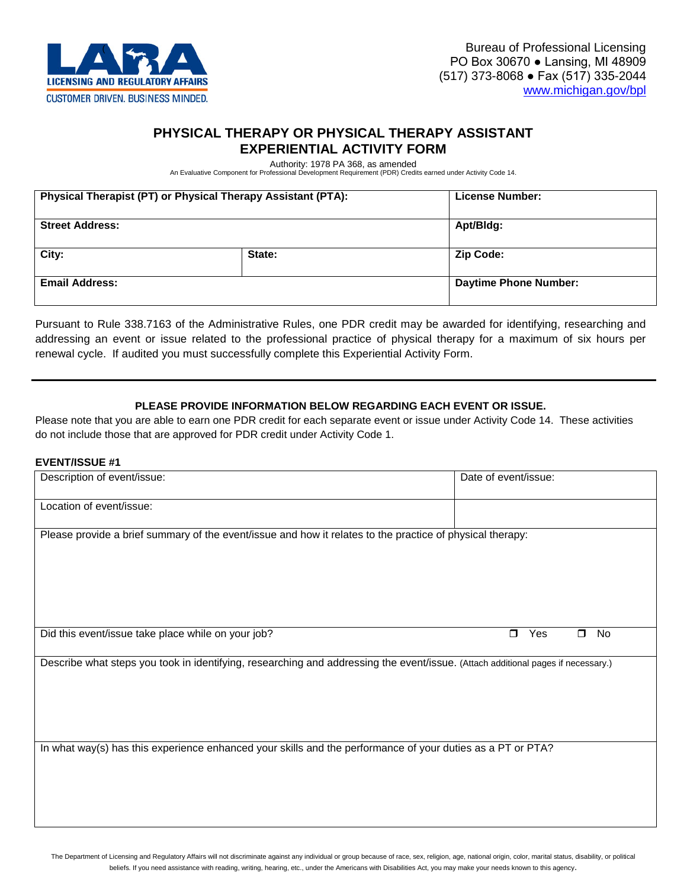LICENSING AND REGULATORY AFFAIRS
CUSTOMER DRIVEN. BUSINESS MINDED.

Bureau of Professional Licensing
PO Box 30670 ● Lansing, MI 48909
(517) 373-8068 ● Fax (517) 335-2044
www.michigan.gov/bpl

# PHYSICAL THERAPY OR PHYSICAL THERAPY ASSISTANT EXPERIENTIAL ACTIVITY FORM

Authority: 1978 PA 368, as amended
An Evaluative Component for Professional Development Requirement (PDR) Credits earned under Activity Code 14.

| **Physical Therapist (PT) or Physical Therapy Assistant (PTA):** | | **License Number:** |
|---|---|---|
| **Street Address:** | | **Apt/Bldg:** |
| **City:** | **State:** | **Zip Code:** |
| **Email Address:** | | **Daytime Phone Number:** |

Pursuant to Rule 338.7163 of the Administrative Rules, one PDR credit may be awarded for identifying, researching and addressing an event or issue related to the professional practice of physical therapy for a maximum of six hours per renewal cycle. If audited you must successfully complete this Experiential Activity Form.

---

**PLEASE PROVIDE INFORMATION BELOW REGARDING EACH EVENT OR ISSUE.**

Please note that you are able to earn one PDR credit for each separate event or issue under Activity Code 14. These activities do not include those that are approved for PDR credit under Activity Code 1.

**EVENT/ISSUE #1**

| Description of event/issue: | Date of event/issue: |
|---|---|
| Location of event/issue: | |
| Please provide a brief summary of the event/issue and how it relates to the practice of physical therapy: | |
| Did this event/issue take place while on your job? | ❐ Yes ❐ No |
| Describe what steps you took in identifying, researching and addressing the event/issue. (Attach additional pages if necessary.) | |
| In what way(s) has this experience enhanced your skills and the performance of your duties as a PT or PTA? | |

The Department of Licensing and Regulatory Affairs will not discriminate against any individual or group because of race, sex, religion, age, national origin, color, marital status, disability, or political beliefs. If you need assistance with reading, writing, hearing, etc., under the Americans with Disabilities Act, you may make your needs known to this agency.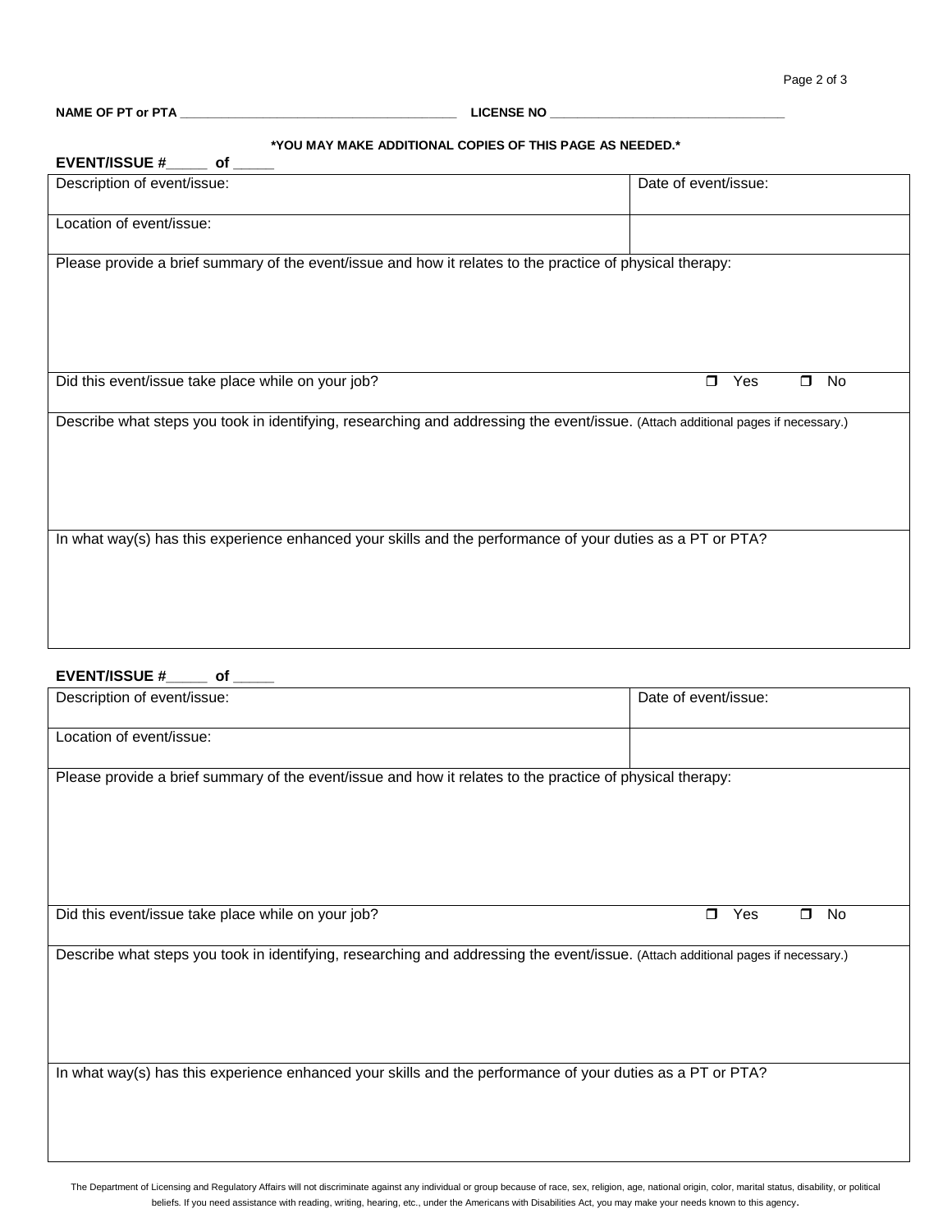**NAME OF PT or PTA** ______________________________________ **LICENSE NO** ________________________________

**\*YOU MAY MAKE ADDITIONAL COPIES OF THIS PAGE AS NEEDED.\***

**EVENT/ISSUE #\_\_\_\_\_ of \_\_\_\_\_**

| Description of event/issue: | Date of event/issue: |
|---|---|
| Location of event/issue: | |
| Please provide a brief summary of the event/issue and how it relates to the practice of physical therapy: | |
| Did this event/issue take place while on your job? | ❐ Yes ❐ No |
| Describe what steps you took in identifying, researching and addressing the event/issue. (Attach additional pages if necessary.) | |
| In what way(s) has this experience enhanced your skills and the performance of your duties as a PT or PTA? | |

**EVENT/ISSUE #\_\_\_\_\_ of \_\_\_\_\_**

| Description of event/issue: | Date of event/issue: |
|---|---|
| Location of event/issue: | |
| Please provide a brief summary of the event/issue and how it relates to the practice of physical therapy: | |
| Did this event/issue take place while on your job? | ❐ Yes ❐ No |
| Describe what steps you took in identifying, researching and addressing the event/issue. (Attach additional pages if necessary.) | |
| In what way(s) has this experience enhanced your skills and the performance of your duties as a PT or PTA? | |

The Department of Licensing and Regulatory Affairs will not discriminate against any individual or group because of race, sex, religion, age, national origin, color, marital status, disability, or political beliefs. If you need assistance with reading, writing, hearing, etc., under the Americans with Disabilities Act, you may make your needs known to this agency.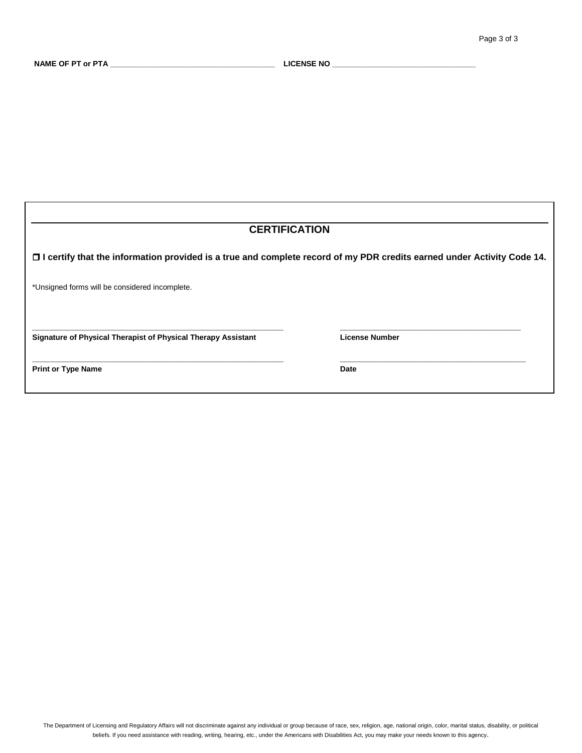**NAME OF PT or PTA** ______________________________________ **LICENSE NO** _________________________________

## CERTIFICATION

☐ **I certify that the information provided is a true and complete record of my PDR credits earned under Activity Code 14.**

*Unsigned forms will be considered incomplete.

_____________________________________________________________ **Signature of Physical Therapist of Physical Therapy Assistant**

____________________________________________ **License Number**

_____________________________________________________________ **Print or Type Name**

____________________________________________ **Date**

The Department of Licensing and Regulatory Affairs will not discriminate against any individual or group because of race, sex, religion, age, national origin, color, marital status, disability, or political beliefs. If you need assistance with reading, writing, hearing, etc., under the Americans with Disabilities Act, you may make your needs known to this agency.